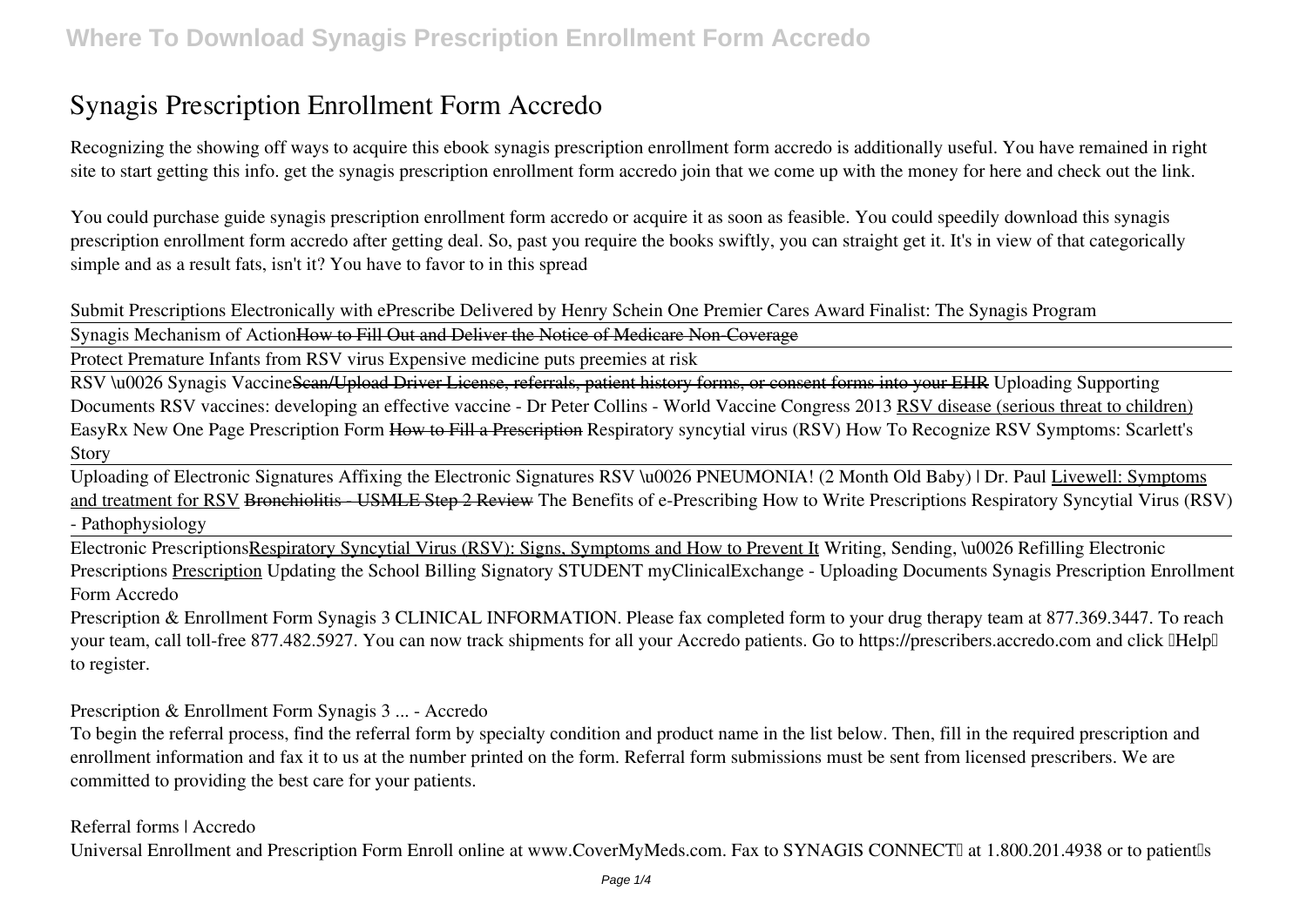# Synagis Prescription Enrollment Form Accredo

Recognizing the showing off ways to acquire this ebook synagis prescription enrollment form accredo is additionally useful. You have remained in right site to start getting this info. get the synagis prescription enrollment form accredo join that we come up with the money for here and check out the link.

You could purchase guide synagis prescription enrollment form accredo or acquire it as soon as feasible. You could speedily download this synagis prescription enrollment form accredo after getting deal. So, past you require the books swiftly, you can straight get it. It's in view of that categorically simple and as a result fats, isn't it? You have to favor to in this spread

*Submit Prescriptions Electronically with ePrescribe Delivered by Henry Schein One Premier Cares Award Finalist: The Synagis Program*

Synagis Mechanism of Action~~How to Fill Out and Deliver the Notice of Medicare Non-Coverage~~

Protect Premature Infants from RSV virus Expensive medicine puts preemies at risk

RSV \u0026 Synagis Vaccine~~Scan/Upload Driver License, referrals, patient history forms, or consent forms into your EHR~~ *Uploading Supporting Documents* *RSV vaccines: developing an effective vaccine - Dr Peter Collins - World Vaccine Congress 2013* RSV disease (serious threat to children) *EasyRx New One Page Prescription Form* ~~How to Fill a Prescription~~ *Respiratory syncytial virus (RSV)* *How To Recognize RSV Symptoms: Scarlett's Story*

Uploading of Electronic Signatures Affixing the Electronic Signatures *RSV \u0026 PNEUMONIA! (2 Month Old Baby) | Dr. Paul* Livewell: Symptoms and treatment for RSV ~~Bronchiolitis - USMLE Step 2 Review~~ *The Benefits of e-Prescribing* *How to Write Prescriptions* *Respiratory Syncytial Virus (RSV) - Pathophysiology*

Electronic PrescriptionsRespiratory Syncytial Virus (RSV): Signs, Symptoms and How to Prevent It *Writing, Sending, \u0026 Refilling Electronic Prescriptions* Prescription *Updating the School Billing Signatory* *STUDENT myClinicalExchange - Uploading Documents* *Synagis Prescription Enrollment Form Accredo*

Prescription & Enrollment Form Synagis 3 CLINICAL INFORMATION. Please fax completed form to your drug therapy team at 877.369.3447. To reach your team, call toll-free 877.482.5927. You can now track shipments for all your Accredo patients. Go to https://prescribers.accredo.com and click "Help" to register.

*Prescription & Enrollment Form Synagis 3 ... - Accredo*

To begin the referral process, find the referral form by specialty condition and product name in the list below. Then, fill in the required prescription and enrollment information and fax it to us at the number printed on the form. Referral form submissions must be sent from licensed prescribers. We are committed to providing the best care for your patients.

*Referral forms | Accredo*

Universal Enrollment and Prescription Form Enroll online at www.CoverMyMeds.com. Fax to SYNAGIS CONNECT™ at 1.800.201.4938 or to patient's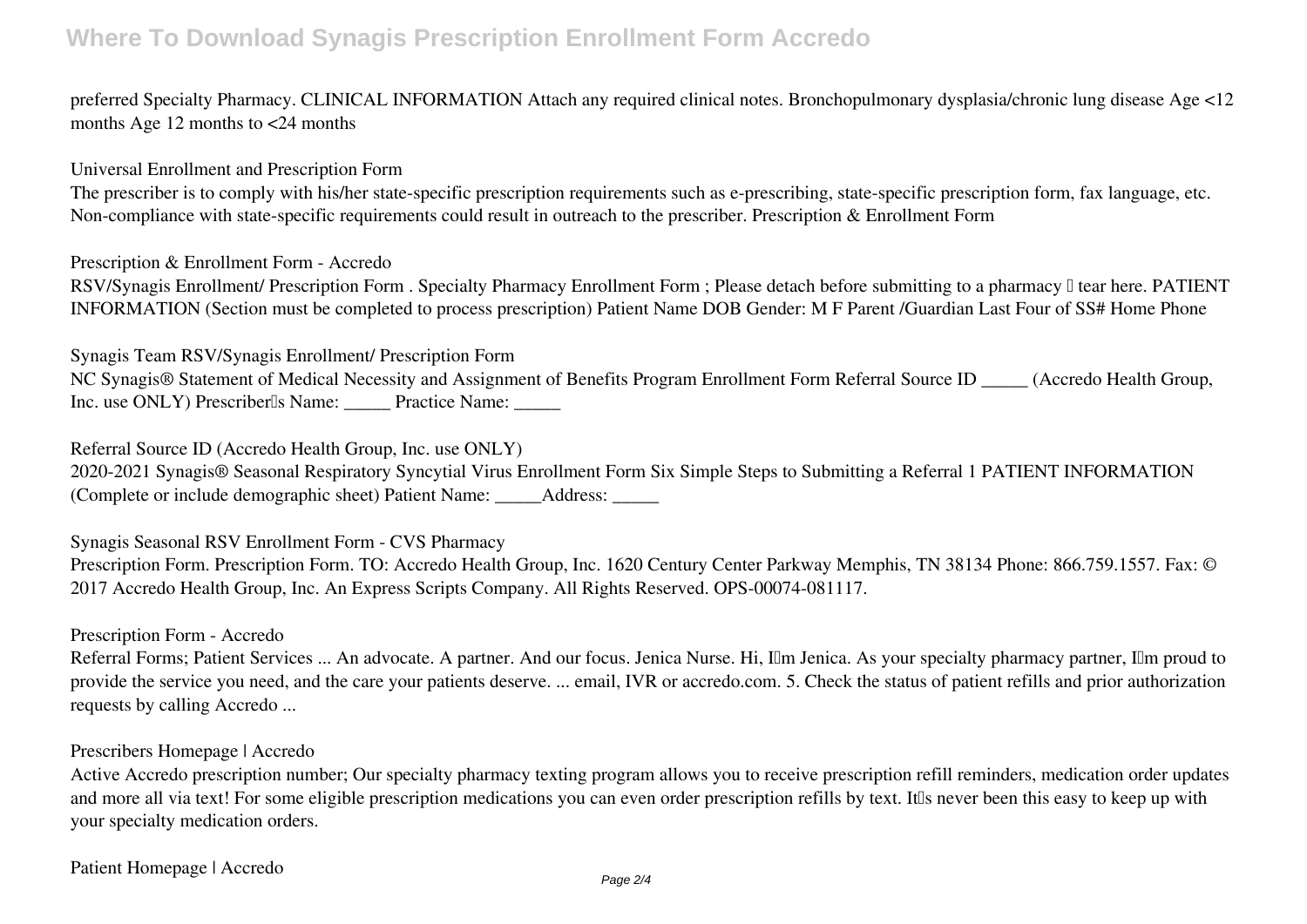preferred Specialty Pharmacy. CLINICAL INFORMATION Attach any required clinical notes. Bronchopulmonary dysplasia/chronic lung disease Age <12 months Age 12 months to <24 months

### Universal Enrollment and Prescription Form

The prescriber is to comply with his/her state-specific prescription requirements such as e-prescribing, state-specific prescription form, fax language, etc. Non-compliance with state-specific requirements could result in outreach to the prescriber. Prescription & Enrollment Form

### Prescription & Enrollment Form - Accredo

RSV/Synagis Enrollment/ Prescription Form . Specialty Pharmacy Enrollment Form ; Please detach before submitting to a pharmacy  tear here. PATIENT INFORMATION (Section must be completed to process prescription) Patient Name DOB Gender: M F Parent /Guardian Last Four of SS# Home Phone

### Synagis Team RSV/Synagis Enrollment/ Prescription Form

NC Synagis® Statement of Medical Necessity and Assignment of Benefits Program Enrollment Form Referral Source ID _____ (Accredo Health Group, Inc. use ONLY) Prescriber's Name: _____ Practice Name: _____

### Referral Source ID (Accredo Health Group, Inc. use ONLY)

2020-2021 Synagis® Seasonal Respiratory Syncytial Virus Enrollment Form Six Simple Steps to Submitting a Referral 1 PATIENT INFORMATION (Complete or include demographic sheet) Patient Name: _____Address: _____

### Synagis Seasonal RSV Enrollment Form - CVS Pharmacy

Prescription Form. Prescription Form. TO: Accredo Health Group, Inc. 1620 Century Center Parkway Memphis, TN 38134 Phone: 866.759.1557. Fax: © 2017 Accredo Health Group, Inc. An Express Scripts Company. All Rights Reserved. OPS-00074-081117.

### Prescription Form - Accredo

Referral Forms; Patient Services ... An advocate. A partner. And our focus. Jenica Nurse. Hi, I'm Jenica. As your specialty pharmacy partner, I'm proud to provide the service you need, and the care your patients deserve. ... email, IVR or accredo.com. 5. Check the status of patient refills and prior authorization requests by calling Accredo ...

### Prescribers Homepage | Accredo

Active Accredo prescription number; Our specialty pharmacy texting program allows you to receive prescription refill reminders, medication order updates and more all via text! For some eligible prescription medications you can even order prescription refills by text. It's never been this easy to keep up with your specialty medication orders.

### Patient Homepage | Accredo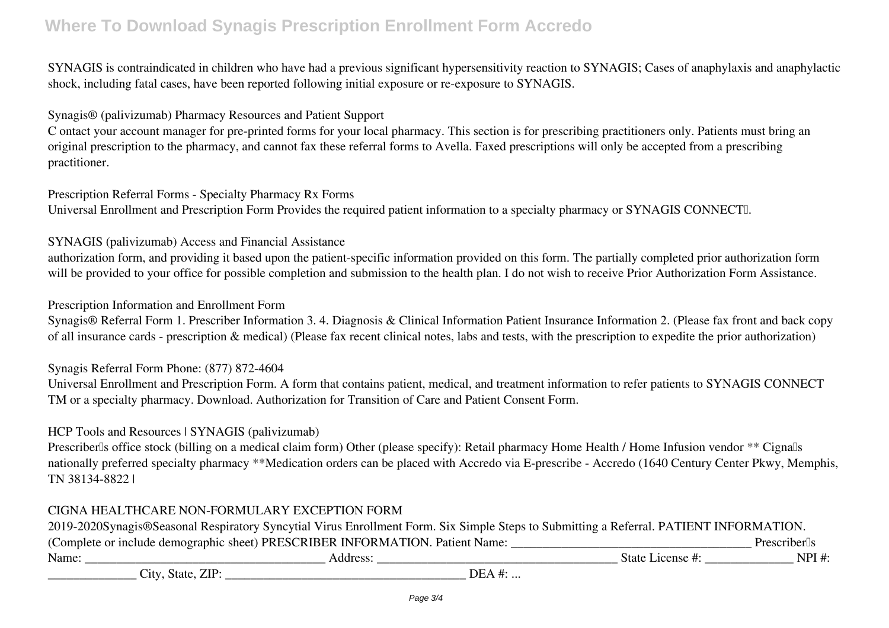SYNAGIS is contraindicated in children who have had a previous significant hypersensitivity reaction to SYNAGIS; Cases of anaphylaxis and anaphylactic shock, including fatal cases, have been reported following initial exposure or re-exposure to SYNAGIS.

Synagis® (palivizumab) Pharmacy Resources and Patient Support

C ontact your account manager for pre-printed forms for your local pharmacy. This section is for prescribing practitioners only. Patients must bring an original prescription to the pharmacy, and cannot fax these referral forms to Avella. Faxed prescriptions will only be accepted from a prescribing practitioner.

Prescription Referral Forms - Specialty Pharmacy Rx Forms

Universal Enrollment and Prescription Form Provides the required patient information to a specialty pharmacy or SYNAGIS CONNECT□.

SYNAGIS (palivizumab) Access and Financial Assistance

authorization form, and providing it based upon the patient-specific information provided on this form. The partially completed prior authorization form will be provided to your office for possible completion and submission to the health plan. I do not wish to receive Prior Authorization Form Assistance.

Prescription Information and Enrollment Form

Synagis® Referral Form 1. Prescriber Information 3. 4. Diagnosis & Clinical Information Patient Insurance Information 2. (Please fax front and back copy of all insurance cards - prescription & medical) (Please fax recent clinical notes, labs and tests, with the prescription to expedite the prior authorization)

Synagis Referral Form Phone: (877) 872-4604

Universal Enrollment and Prescription Form. A form that contains patient, medical, and treatment information to refer patients to SYNAGIS CONNECT TM or a specialty pharmacy. Download. Authorization for Transition of Care and Patient Consent Form.

HCP Tools and Resources | SYNAGIS (palivizumab)

Prescriber□s office stock (billing on a medical claim form) Other (please specify): Retail pharmacy Home Health / Home Infusion vendor ** Cigna□s nationally preferred specialty pharmacy **Medication orders can be placed with Accredo via E-prescribe - Accredo (1640 Century Center Pkwy, Memphis, TN 38134-8822 |

CIGNA HEALTHCARE NON-FORMULARY EXCEPTION FORM

2019-2020Synagis®Seasonal Respiratory Syncytial Virus Enrollment Form. Six Simple Steps to Submitting a Referral. PATIENT INFORMATION. (Complete or include demographic sheet) PRESCRIBER INFORMATION. Patient Name: _______________________________________ Prescriber□s Name: _______________________________________ Address: _______________________________________ State License #: ______________ NPI #: ______________ City, State, ZIP: _______________________________________ DEA #: ...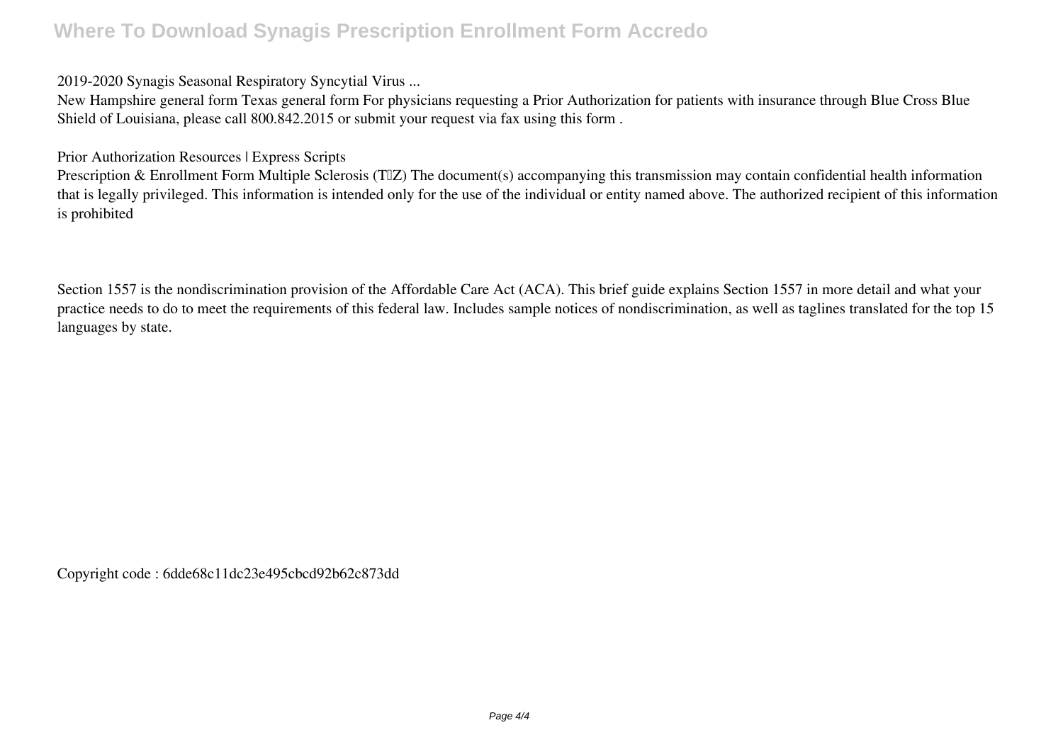2019-2020 Synagis Seasonal Respiratory Syncytial Virus ...

New Hampshire general form Texas general form For physicians requesting a Prior Authorization for patients with insurance through Blue Cross Blue Shield of Louisiana, please call 800.842.2015 or submit your request via fax using this form .

Prior Authorization Resources | Express Scripts

Prescription & Enrollment Form Multiple Sclerosis (T�Z) The document(s) accompanying this transmission may contain confidential health information that is legally privileged. This information is intended only for the use of the individual or entity named above. The authorized recipient of this information is prohibited

Section 1557 is the nondiscrimination provision of the Affordable Care Act (ACA). This brief guide explains Section 1557 in more detail and what your practice needs to do to meet the requirements of this federal law. Includes sample notices of nondiscrimination, as well as taglines translated for the top 15 languages by state.

Copyright code : 6dde68c11dc23e495cbcd92b62c873dd